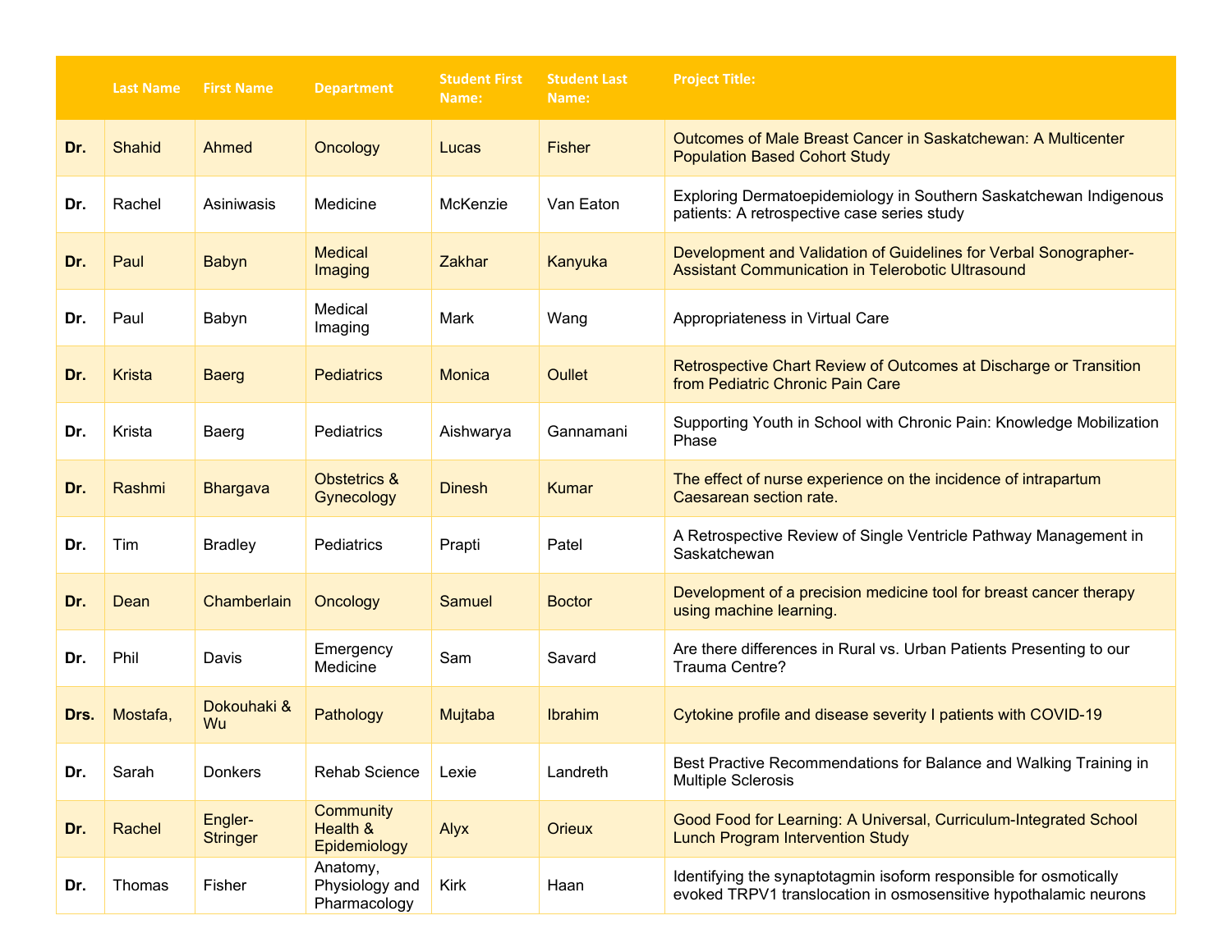| | Last Name | First Name | Department | Student First Name: | Student Last Name: | Project Title: |
|---|---|---|---|---|---|---|
| **Dr.** | Shahid | Ahmed | Oncology | Lucas | Fisher | Outcomes of Male Breast Cancer in Saskatchewan: A Multicenter Population Based Cohort Study |
| **Dr.** | Rachel | Asiniwasis | Medicine | McKenzie | Van Eaton | Exploring Dermatoepidemiology in Southern Saskatchewan Indigenous patients: A retrospective case series study |
| **Dr.** | Paul | Babyn | Medical Imaging | Zakhar | Kanyuka | Development and Validation of Guidelines for Verbal Sonographer-Assistant Communication in Telerobotic Ultrasound |
| **Dr.** | Paul | Babyn | Medical Imaging | Mark | Wang | Appropriateness in Virtual Care |
| **Dr.** | Krista | Baerg | Pediatrics | Monica | Oullet | Retrospective Chart Review of Outcomes at Discharge or Transition from Pediatric Chronic Pain Care |
| **Dr.** | Krista | Baerg | Pediatrics | Aishwarya | Gannamani | Supporting Youth in School with Chronic Pain: Knowledge Mobilization Phase |
| **Dr.** | Rashmi | Bhargava | Obstetrics & Gynecology | Dinesh | Kumar | The effect of nurse experience on the incidence of intrapartum Caesarean section rate. |
| **Dr.** | Tim | Bradley | Pediatrics | Prapti | Patel | A Retrospective Review of Single Ventricle Pathway Management in Saskatchewan |
| **Dr.** | Dean | Chamberlain | Oncology | Samuel | Boctor | Development of a precision medicine tool for breast cancer therapy using machine learning. |
| **Dr.** | Phil | Davis | Emergency Medicine | Sam | Savard | Are there differences in Rural vs. Urban Patients Presenting to our Trauma Centre? |
| **Drs.** | Mostafa, | Dokouhaki & Wu | Pathology | Mujtaba | Ibrahim | Cytokine profile and disease severity I patients with COVID-19 |
| **Dr.** | Sarah | Donkers | Rehab Science | Lexie | Landreth | Best Practive Recommendations for Balance and Walking Training in Multiple Sclerosis |
| **Dr.** | Rachel | Engler-Stringer | Community Health & Epidemiology | Alyx | Orieux | Good Food for Learning: A Universal, Curriculum-Integrated School Lunch Program Intervention Study |
| **Dr.** | Thomas | Fisher | Anatomy, Physiology and Pharmacology | Kirk | Haan | Identifying the synaptotagmin isoform responsible for osmotically evoked TRPV1 translocation in osmosensitive hypothalamic neurons |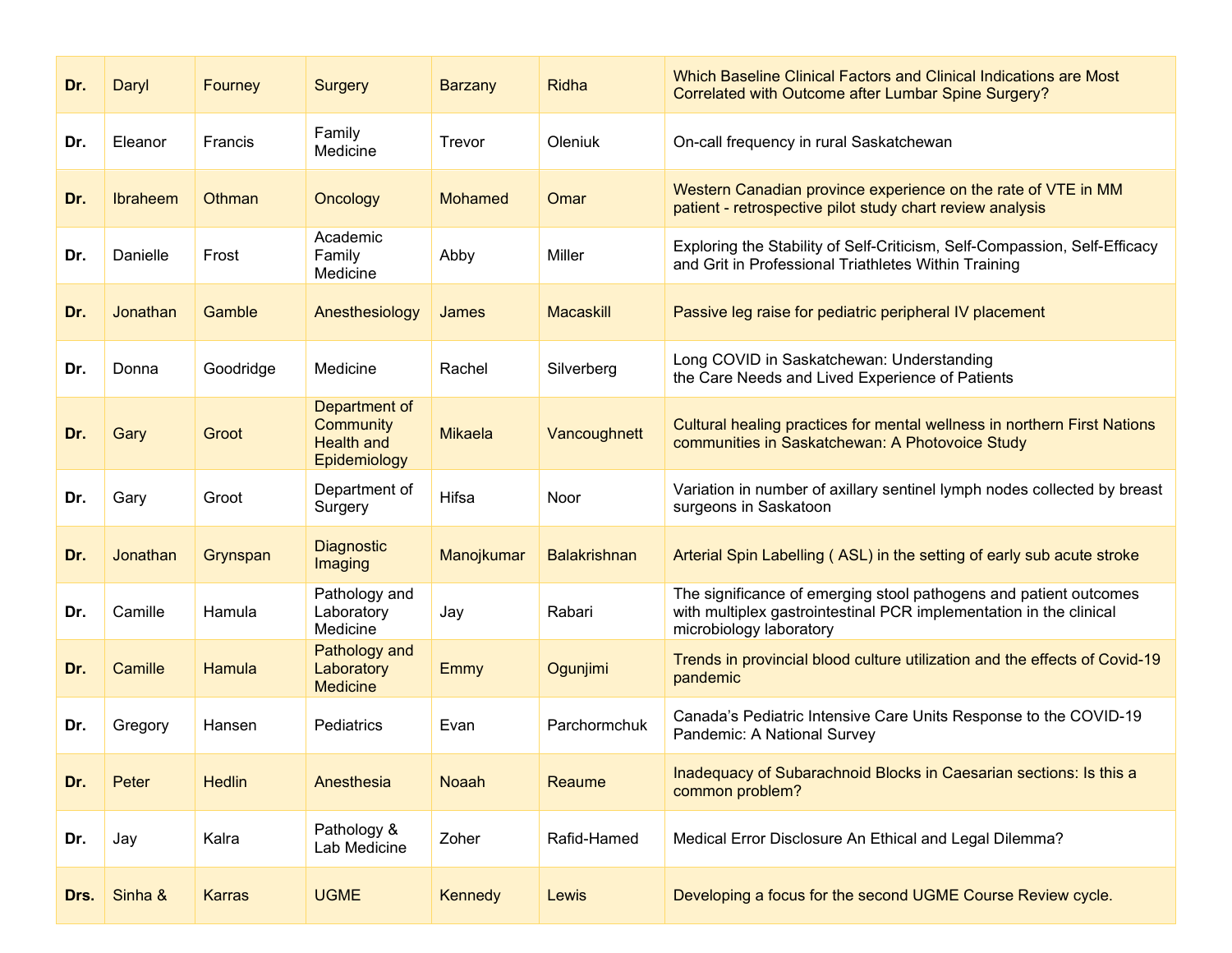| | | | | | | |
|---|---|---|---|---|---|---|
| **Dr.** | Daryl | Fourney | Surgery | Barzany | Ridha | Which Baseline Clinical Factors and Clinical Indications are Most Correlated with Outcome after Lumbar Spine Surgery? |
| **Dr.** | Eleanor | Francis | Family Medicine | Trevor | Oleniuk | On-call frequency in rural Saskatchewan |
| **Dr.** | Ibraheem | Othman | Oncology | Mohamed | Omar | Western Canadian province experience on the rate of VTE in MM patient - retrospective pilot study chart review analysis |
| **Dr.** | Danielle | Frost | Academic Family Medicine | Abby | Miller | Exploring the Stability of Self-Criticism, Self-Compassion, Self-Efficacy and Grit in Professional Triathletes Within Training |
| **Dr.** | Jonathan | Gamble | Anesthesiology | James | Macaskill | Passive leg raise for pediatric peripheral IV placement |
| **Dr.** | Donna | Goodridge | Medicine | Rachel | Silverberg | Long COVID in Saskatchewan: Understanding the Care Needs and Lived Experience of Patients |
| **Dr.** | Gary | Groot | Department of Community Health and Epidemiology | Mikaela | Vancoughnett | Cultural healing practices for mental wellness in northern First Nations communities in Saskatchewan: A Photovoice Study |
| **Dr.** | Gary | Groot | Department of Surgery | Hifsa | Noor | Variation in number of axillary sentinel lymph nodes collected by breast surgeons in Saskatoon |
| **Dr.** | Jonathan | Grynspan | Diagnostic Imaging | Manojkumar | Balakrishnan | Arterial Spin Labelling ( ASL) in the setting of early sub acute stroke |
| **Dr.** | Camille | Hamula | Pathology and Laboratory Medicine | Jay | Rabari | The significance of emerging stool pathogens and patient outcomes with multiplex gastrointestinal PCR implementation in the clinical microbiology laboratory |
| **Dr.** | Camille | Hamula | Pathology and Laboratory Medicine | Emmy | Ogunjimi | Trends in provincial blood culture utilization and the effects of Covid-19 pandemic |
| **Dr.** | Gregory | Hansen | Pediatrics | Evan | Parchormchuk | Canada's Pediatric Intensive Care Units Response to the COVID-19 Pandemic: A National Survey |
| **Dr.** | Peter | Hedlin | Anesthesia | Noaah | Reaume | Inadequacy of Subarachnoid Blocks in Caesarian sections: Is this a common problem? |
| **Dr.** | Jay | Kalra | Pathology & Lab Medicine | Zoher | Rafid-Hamed | Medical Error Disclosure An Ethical and Legal Dilemma? |
| **Drs.** | Sinha & | Karras | UGME | Kennedy | Lewis | Developing a focus for the second UGME Course Review cycle. |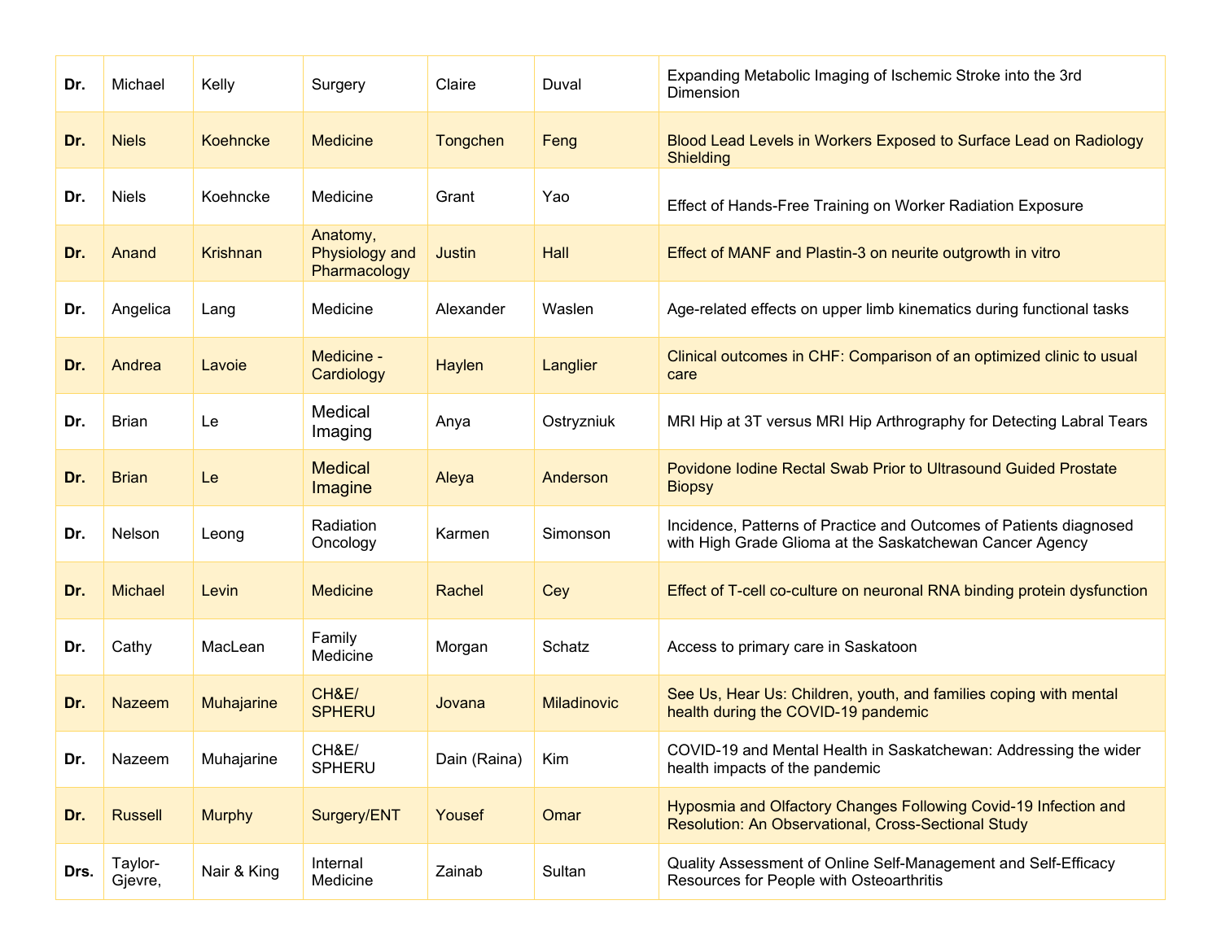| | | | | | | |
|---|---|---|---|---|---|---|
| **Dr.** | Michael | Kelly | Surgery | Claire | Duval | Expanding Metabolic Imaging of Ischemic Stroke into the 3rd Dimension |
| **Dr.** | Niels | Koehncke | Medicine | Tongchen | Feng | Blood Lead Levels in Workers Exposed to Surface Lead on Radiology Shielding |
| **Dr.** | Niels | Koehncke | Medicine | Grant | Yao | Effect of Hands-Free Training on Worker Radiation Exposure |
| **Dr.** | Anand | Krishnan | Anatomy, Physiology and Pharmacology | Justin | Hall | Effect of MANF and Plastin-3 on neurite outgrowth in vitro |
| **Dr.** | Angelica | Lang | Medicine | Alexander | Waslen | Age-related effects on upper limb kinematics during functional tasks |
| **Dr.** | Andrea | Lavoie | Medicine - Cardiology | Haylen | Langlier | Clinical outcomes in CHF: Comparison of an optimized clinic to usual care |
| **Dr.** | Brian | Le | Medical Imaging | Anya | Ostryzniuk | MRI Hip at 3T versus MRI Hip Arthrography for Detecting Labral Tears |
| **Dr.** | Brian | Le | Medical Imagine | Aleya | Anderson | Povidone Iodine Rectal Swab Prior to Ultrasound Guided Prostate Biopsy |
| **Dr.** | Nelson | Leong | Radiation Oncology | Karmen | Simonson | Incidence, Patterns of Practice and Outcomes of Patients diagnosed with High Grade Glioma at the Saskatchewan Cancer Agency |
| **Dr.** | Michael | Levin | Medicine | Rachel | Cey | Effect of T-cell co-culture on neuronal RNA binding protein dysfunction |
| **Dr.** | Cathy | MacLean | Family Medicine | Morgan | Schatz | Access to primary care in Saskatoon |
| **Dr.** | Nazeem | Muhajarine | CH&E/ SPHERU | Jovana | Miladinovic | See Us, Hear Us: Children, youth, and families coping with mental health during the COVID-19 pandemic |
| **Dr.** | Nazeem | Muhajarine | CH&E/ SPHERU | Dain (Raina) | Kim | COVID-19 and Mental Health in Saskatchewan: Addressing the wider health impacts of the pandemic |
| **Dr.** | Russell | Murphy | Surgery/ENT | Yousef | Omar | Hyposmia and Olfactory Changes Following Covid-19 Infection and Resolution: An Observational, Cross-Sectional Study |
| **Drs.** | Taylor-Gjevre, | Nair & King | Internal Medicine | Zainab | Sultan | Quality Assessment of Online Self-Management and Self-Efficacy Resources for People with Osteoarthritis |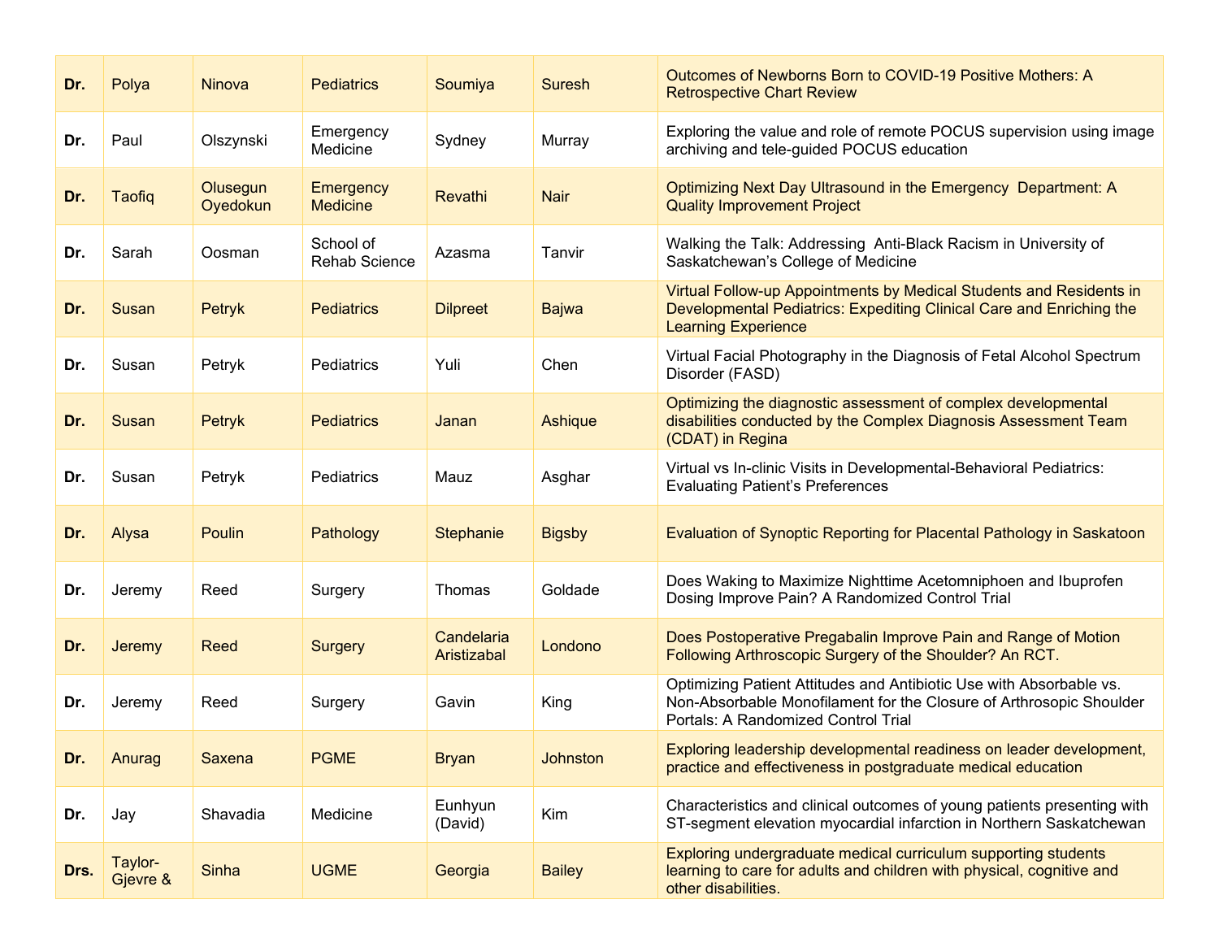| | | | | | | |
|---|---|---|---|---|---|---|
| **Dr.** | Polya | Ninova | Pediatrics | Soumiya | Suresh | Outcomes of Newborns Born to COVID-19 Positive Mothers: A Retrospective Chart Review |
| **Dr.** | Paul | Olszynski | Emergency Medicine | Sydney | Murray | Exploring the value and role of remote POCUS supervision using image archiving and tele-guided POCUS education |
| **Dr.** | Taofiq | Olusegun Oyedokun | Emergency Medicine | Revathi | Nair | Optimizing Next Day Ultrasound in the Emergency Department: A Quality Improvement Project |
| **Dr.** | Sarah | Oosman | School of Rehab Science | Azasma | Tanvir | Walking the Talk: Addressing Anti-Black Racism in University of Saskatchewan's College of Medicine |
| **Dr.** | Susan | Petryk | Pediatrics | Dilpreet | Bajwa | Virtual Follow-up Appointments by Medical Students and Residents in Developmental Pediatrics: Expediting Clinical Care and Enriching the Learning Experience |
| **Dr.** | Susan | Petryk | Pediatrics | Yuli | Chen | Virtual Facial Photography in the Diagnosis of Fetal Alcohol Spectrum Disorder (FASD) |
| **Dr.** | Susan | Petryk | Pediatrics | Janan | Ashique | Optimizing the diagnostic assessment of complex developmental disabilities conducted by the Complex Diagnosis Assessment Team (CDAT) in Regina |
| **Dr.** | Susan | Petryk | Pediatrics | Mauz | Asghar | Virtual vs In-clinic Visits in Developmental-Behavioral Pediatrics: Evaluating Patient's Preferences |
| **Dr.** | Alysa | Poulin | Pathology | Stephanie | Bigsby | Evaluation of Synoptic Reporting for Placental Pathology in Saskatoon |
| **Dr.** | Jeremy | Reed | Surgery | Thomas | Goldade | Does Waking to Maximize Nighttime Acetomniphoen and Ibuprofen Dosing Improve Pain? A Randomized Control Trial |
| **Dr.** | Jeremy | Reed | Surgery | Candelaria Aristizabal | Londono | Does Postoperative Pregabalin Improve Pain and Range of Motion Following Arthroscopic Surgery of the Shoulder? An RCT. |
| **Dr.** | Jeremy | Reed | Surgery | Gavin | King | Optimizing Patient Attitudes and Antibiotic Use with Absorbable vs. Non-Absorbable Monofilament for the Closure of Arthrosopic Shoulder Portals: A Randomized Control Trial |
| **Dr.** | Anurag | Saxena | PGME | Bryan | Johnston | Exploring leadership developmental readiness on leader development, practice and effectiveness in postgraduate medical education |
| **Dr.** | Jay | Shavadia | Medicine | Eunhyun (David) | Kim | Characteristics and clinical outcomes of young patients presenting with ST-segment elevation myocardial infarction in Northern Saskatchewan |
| **Drs.** | Taylor-Gjevre & | Sinha | UGME | Georgia | Bailey | Exploring undergraduate medical curriculum supporting students learning to care for adults and children with physical, cognitive and other disabilities. |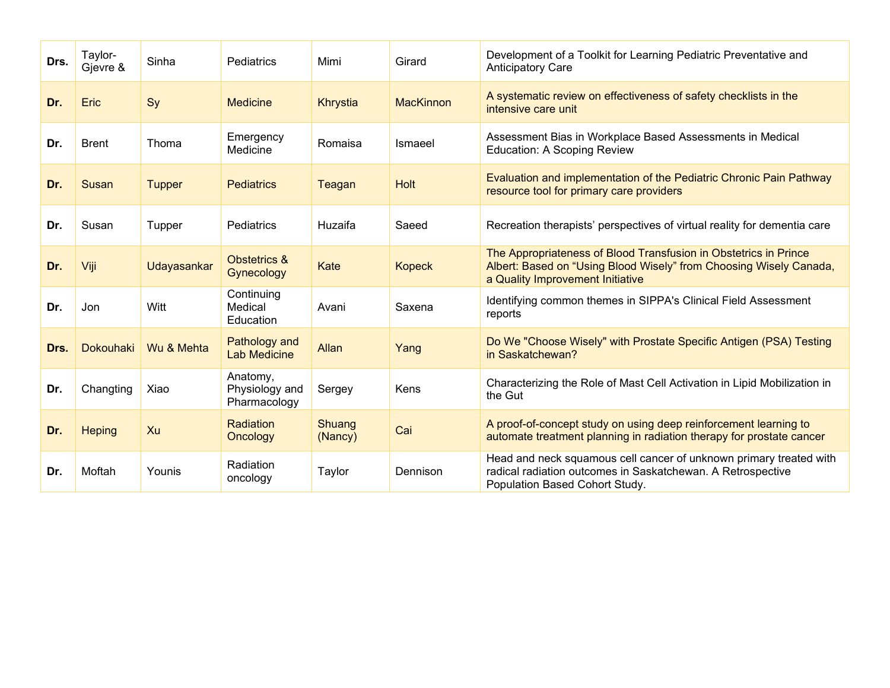| | | | | | | |
|---|---|---|---|---|---|---|
| **Drs.** | Taylor-Gjevre & | Sinha | Pediatrics | Mimi | Girard | Development of a Toolkit for Learning Pediatric Preventative and Anticipatory Care |
| **Dr.** | Eric | Sy | Medicine | Khrystia | MacKinnon | A systematic review on effectiveness of safety checklists in the intensive care unit |
| **Dr.** | Brent | Thoma | Emergency Medicine | Romaisa | Ismaeel | Assessment Bias in Workplace Based Assessments in Medical Education: A Scoping Review |
| **Dr.** | Susan | Tupper | Pediatrics | Teagan | Holt | Evaluation and implementation of the Pediatric Chronic Pain Pathway resource tool for primary care providers |
| **Dr.** | Susan | Tupper | Pediatrics | Huzaifa | Saeed | Recreation therapists' perspectives of virtual reality for dementia care |
| **Dr.** | Viji | Udayasankar | Obstetrics & Gynecology | Kate | Kopeck | The Appropriateness of Blood Transfusion in Obstetrics in Prince Albert: Based on "Using Blood Wisely" from Choosing Wisely Canada, a Quality Improvement Initiative |
| **Dr.** | Jon | Witt | Continuing Medical Education | Avani | Saxena | Identifying common themes in SIPPA's Clinical Field Assessment reports |
| **Drs.** | Dokouhaki | Wu & Mehta | Pathology and Lab Medicine | Allan | Yang | Do We "Choose Wisely" with Prostate Specific Antigen (PSA) Testing in Saskatchewan? |
| **Dr.** | Changting | Xiao | Anatomy, Physiology and Pharmacology | Sergey | Kens | Characterizing the Role of Mast Cell Activation in Lipid Mobilization in the Gut |
| **Dr.** | Heping | Xu | Radiation Oncology | Shuang (Nancy) | Cai | A proof-of-concept study on using deep reinforcement learning to automate treatment planning in radiation therapy for prostate cancer |
| **Dr.** | Moftah | Younis | Radiation oncology | Taylor | Dennison | Head and neck squamous cell cancer of unknown primary treated with radical radiation outcomes in Saskatchewan. A Retrospective Population Based Cohort Study. |